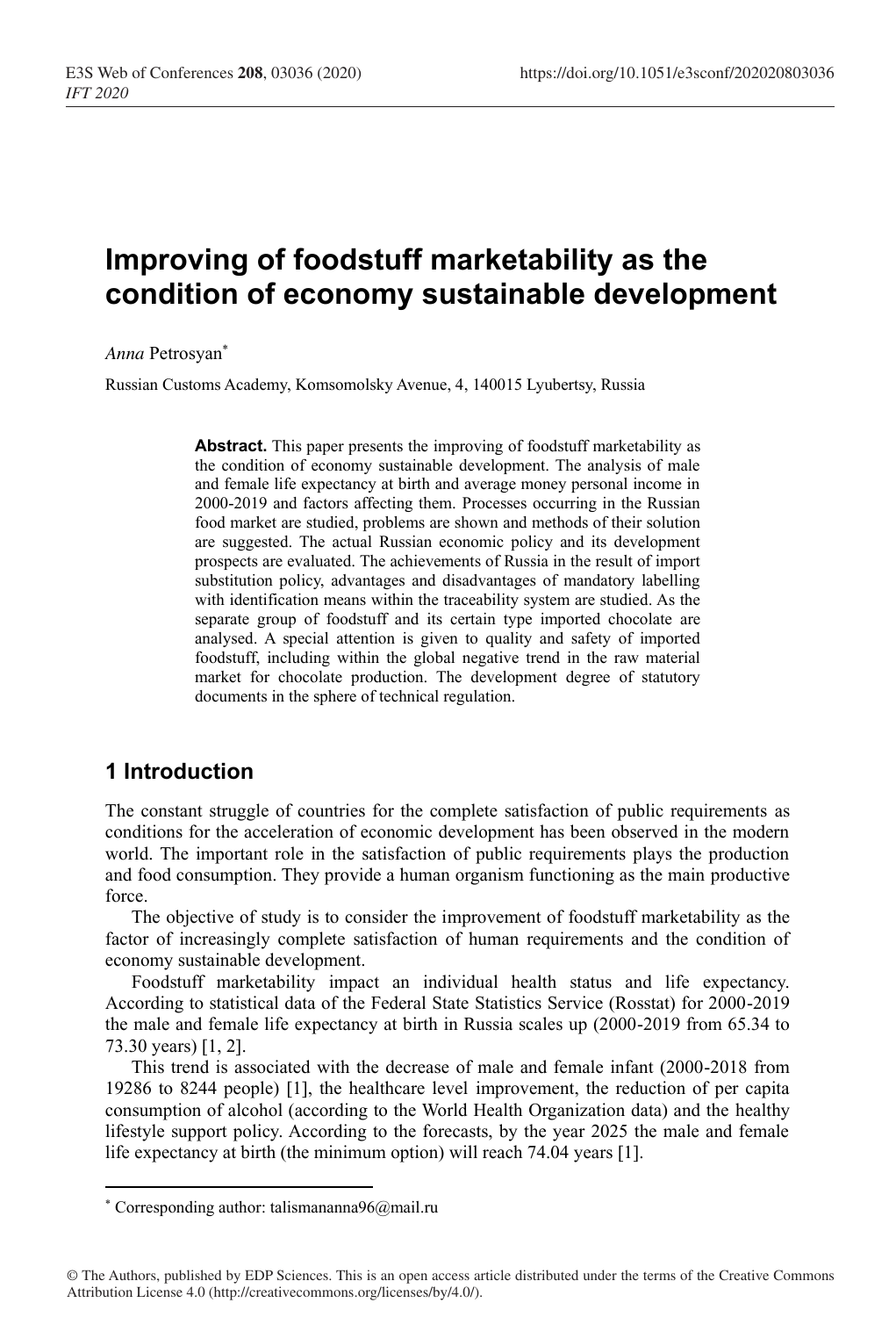# Improving of foodstuff marketability as the condition of economy sustainable development

*Anna* Petrosyan*

Russian Customs Academy, Komsomolsky Avenue, 4, 140015 Lyubertsy, Russia

**Abstract.** This paper presents the improving of foodstuff marketability as the condition of economy sustainable development. The analysis of male and female life expectancy at birth and average money personal income in 2000-2019 and factors affecting them. Processes occurring in the Russian food market are studied, problems are shown and methods of their solution are suggested. The actual Russian economic policy and its development prospects are evaluated. The achievements of Russia in the result of import substitution policy, advantages and disadvantages of mandatory labelling with identification means within the traceability system are studied. As the separate group of foodstuff and its certain type imported chocolate are analysed. A special attention is given to quality and safety of imported foodstuff, including within the global negative trend in the raw material market for chocolate production. The development degree of statutory documents in the sphere of technical regulation.

## 1 Introduction

The constant struggle of countries for the complete satisfaction of public requirements as conditions for the acceleration of economic development has been observed in the modern world. The important role in the satisfaction of public requirements plays the production and food consumption. They provide a human organism functioning as the main productive force.

The objective of study is to consider the improvement of foodstuff marketability as the factor of increasingly complete satisfaction of human requirements and the condition of economy sustainable development.

Foodstuff marketability impact an individual health status and life expectancy. According to statistical data of the Federal State Statistics Service (Rosstat) for 2000-2019 the male and female life expectancy at birth in Russia scales up (2000-2019 from 65.34 to 73.30 years) [1, 2].

This trend is associated with the decrease of male and female infant (2000-2018 from 19286 to 8244 people) [1], the healthcare level improvement, the reduction of per capita consumption of alcohol (according to the World Health Organization data) and the healthy lifestyle support policy. According to the forecasts, by the year 2025 the male and female life expectancy at birth (the minimum option) will reach 74.04 years [1].

---

* Corresponding author: talismananna96@mail.ru

© The Authors, published by EDP Sciences. This is an open access article distributed under the terms of the Creative Commons Attribution License 4.0 (http://creativecommons.org/licenses/by/4.0/).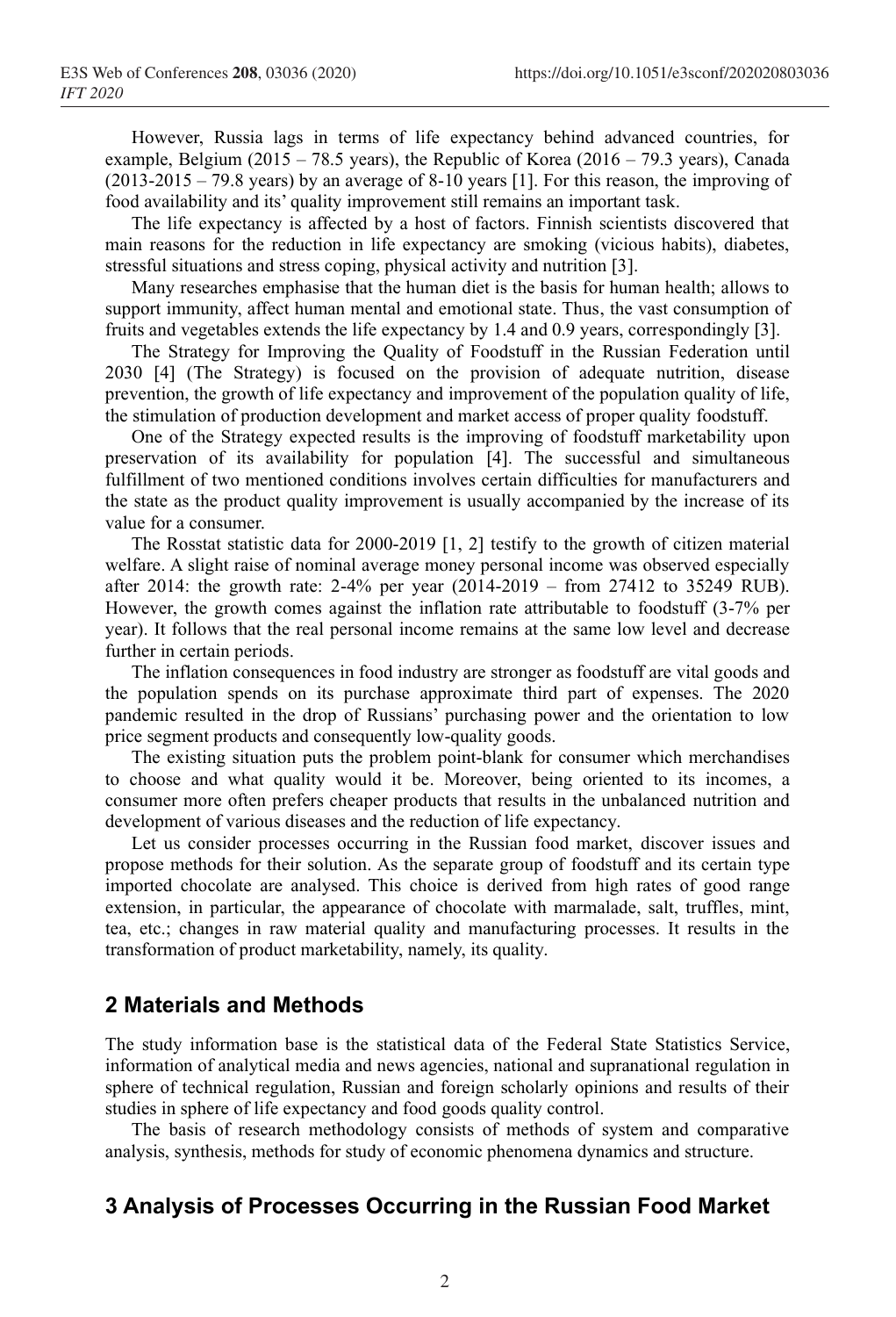However, Russia lags in terms of life expectancy behind advanced countries, for example, Belgium (2015 – 78.5 years), the Republic of Korea (2016 – 79.3 years), Canada (2013-2015 – 79.8 years) by an average of 8-10 years [1]. For this reason, the improving of food availability and its' quality improvement still remains an important task.

The life expectancy is affected by a host of factors. Finnish scientists discovered that main reasons for the reduction in life expectancy are smoking (vicious habits), diabetes, stressful situations and stress coping, physical activity and nutrition [3].

Many researches emphasise that the human diet is the basis for human health; allows to support immunity, affect human mental and emotional state. Thus, the vast consumption of fruits and vegetables extends the life expectancy by 1.4 and 0.9 years, correspondingly [3].

The Strategy for Improving the Quality of Foodstuff in the Russian Federation until 2030 [4] (The Strategy) is focused on the provision of adequate nutrition, disease prevention, the growth of life expectancy and improvement of the population quality of life, the stimulation of production development and market access of proper quality foodstuff.

One of the Strategy expected results is the improving of foodstuff marketability upon preservation of its availability for population [4]. The successful and simultaneous fulfillment of two mentioned conditions involves certain difficulties for manufacturers and the state as the product quality improvement is usually accompanied by the increase of its value for a consumer.

The Rosstat statistic data for 2000-2019 [1, 2] testify to the growth of citizen material welfare. A slight raise of nominal average money personal income was observed especially after 2014: the growth rate: 2-4% per year (2014-2019 – from 27412 to 35249 RUB). However, the growth comes against the inflation rate attributable to foodstuff (3-7% per year). It follows that the real personal income remains at the same low level and decrease further in certain periods.

The inflation consequences in food industry are stronger as foodstuff are vital goods and the population spends on its purchase approximate third part of expenses. The 2020 pandemic resulted in the drop of Russians' purchasing power and the orientation to low price segment products and consequently low-quality goods.

The existing situation puts the problem point-blank for consumer which merchandises to choose and what quality would it be. Moreover, being oriented to its incomes, a consumer more often prefers cheaper products that results in the unbalanced nutrition and development of various diseases and the reduction of life expectancy.

Let us consider processes occurring in the Russian food market, discover issues and propose methods for their solution. As the separate group of foodstuff and its certain type imported chocolate are analysed. This choice is derived from high rates of good range extension, in particular, the appearance of chocolate with marmalade, salt, truffles, mint, tea, etc.; changes in raw material quality and manufacturing processes. It results in the transformation of product marketability, namely, its quality.

## 2 Materials and Methods

The study information base is the statistical data of the Federal State Statistics Service, information of analytical media and news agencies, national and supranational regulation in sphere of technical regulation, Russian and foreign scholarly opinions and results of their studies in sphere of life expectancy and food goods quality control.

The basis of research methodology consists of methods of system and comparative analysis, synthesis, methods for study of economic phenomena dynamics and structure.

## 3 Analysis of Processes Occurring in the Russian Food Market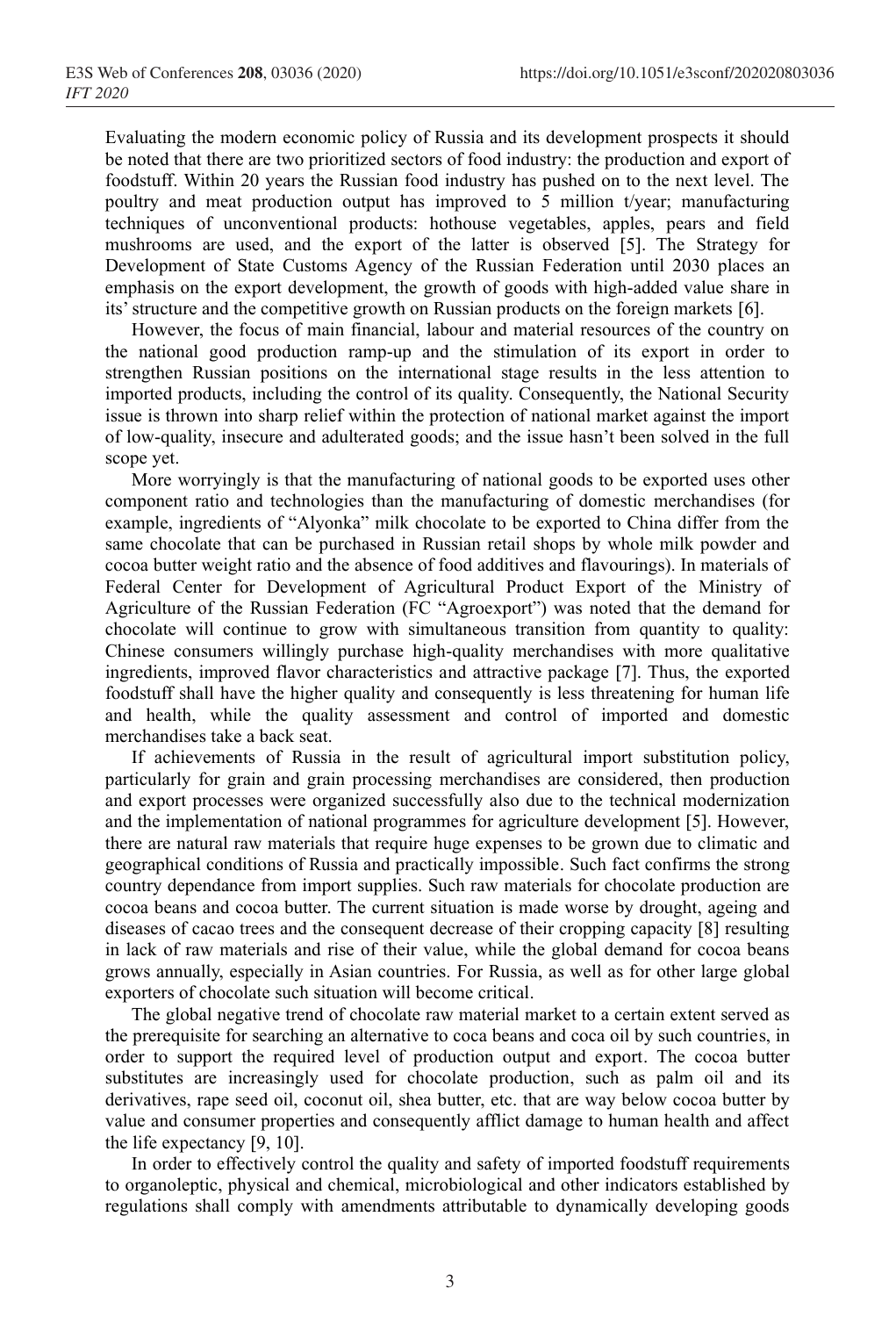Evaluating the modern economic policy of Russia and its development prospects it should be noted that there are two prioritized sectors of food industry: the production and export of foodstuff. Within 20 years the Russian food industry has pushed on to the next level. The poultry and meat production output has improved to 5 million t/year; manufacturing techniques of unconventional products: hothouse vegetables, apples, pears and field mushrooms are used, and the export of the latter is observed [5]. The Strategy for Development of State Customs Agency of the Russian Federation until 2030 places an emphasis on the export development, the growth of goods with high-added value share in its' structure and the competitive growth on Russian products on the foreign markets [6].

However, the focus of main financial, labour and material resources of the country on the national good production ramp-up and the stimulation of its export in order to strengthen Russian positions on the international stage results in the less attention to imported products, including the control of its quality. Consequently, the National Security issue is thrown into sharp relief within the protection of national market against the import of low-quality, insecure and adulterated goods; and the issue hasn't been solved in the full scope yet.

More worryingly is that the manufacturing of national goods to be exported uses other component ratio and technologies than the manufacturing of domestic merchandises (for example, ingredients of "Alyonka" milk chocolate to be exported to China differ from the same chocolate that can be purchased in Russian retail shops by whole milk powder and cocoa butter weight ratio and the absence of food additives and flavourings). In materials of Federal Center for Development of Agricultural Product Export of the Ministry of Agriculture of the Russian Federation (FC "Agroexport") was noted that the demand for chocolate will continue to grow with simultaneous transition from quantity to quality: Chinese consumers willingly purchase high-quality merchandises with more qualitative ingredients, improved flavor characteristics and attractive package [7]. Thus, the exported foodstuff shall have the higher quality and consequently is less threatening for human life and health, while the quality assessment and control of imported and domestic merchandises take a back seat.

If achievements of Russia in the result of agricultural import substitution policy, particularly for grain and grain processing merchandises are considered, then production and export processes were organized successfully also due to the technical modernization and the implementation of national programmes for agriculture development [5]. However, there are natural raw materials that require huge expenses to be grown due to climatic and geographical conditions of Russia and practically impossible. Such fact confirms the strong country dependance from import supplies. Such raw materials for chocolate production are cocoa beans and cocoa butter. The current situation is made worse by drought, ageing and diseases of cacao trees and the consequent decrease of their cropping capacity [8] resulting in lack of raw materials and rise of their value, while the global demand for cocoa beans grows annually, especially in Asian countries. For Russia, as well as for other large global exporters of chocolate such situation will become critical.

The global negative trend of chocolate raw material market to a certain extent served as the prerequisite for searching an alternative to coca beans and coca oil by such countries, in order to support the required level of production output and export. The cocoa butter substitutes are increasingly used for chocolate production, such as palm oil and its derivatives, rape seed oil, coconut oil, shea butter, etc. that are way below cocoa butter by value and consumer properties and consequently afflict damage to human health and affect the life expectancy [9, 10].

In order to effectively control the quality and safety of imported foodstuff requirements to organoleptic, physical and chemical, microbiological and other indicators established by regulations shall comply with amendments attributable to dynamically developing goods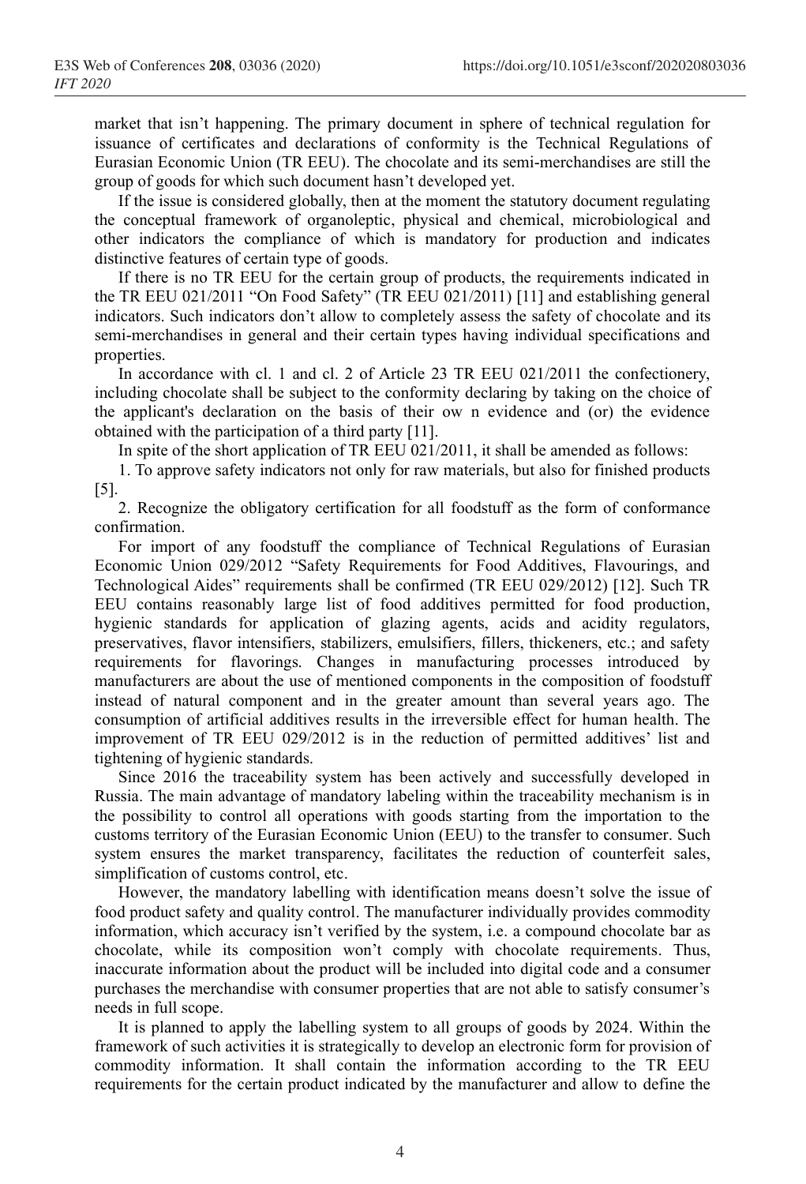market that isn't happening. The primary document in sphere of technical regulation for issuance of certificates and declarations of conformity is the Technical Regulations of Eurasian Economic Union (TR EEU). The chocolate and its semi-merchandises are still the group of goods for which such document hasn't developed yet.

If the issue is considered globally, then at the moment the statutory document regulating the conceptual framework of organoleptic, physical and chemical, microbiological and other indicators the compliance of which is mandatory for production and indicates distinctive features of certain type of goods.

If there is no TR EEU for the certain group of products, the requirements indicated in the TR EEU 021/2011 "On Food Safety" (TR EEU 021/2011) [11] and establishing general indicators. Such indicators don't allow to completely assess the safety of chocolate and its semi-merchandises in general and their certain types having individual specifications and properties.

In accordance with cl. 1 and cl. 2 of Article 23 TR EEU 021/2011 the confectionery, including chocolate shall be subject to the conformity declaring by taking on the choice of the applicant's declaration on the basis of their ow n evidence and (or) the evidence obtained with the participation of a third party [11].

In spite of the short application of TR EEU 021/2011, it shall be amended as follows:

1. To approve safety indicators not only for raw materials, but also for finished products [5].
2. Recognize the obligatory certification for all foodstuff as the form of conformance confirmation.

For import of any foodstuff the compliance of Technical Regulations of Eurasian Economic Union 029/2012 "Safety Requirements for Food Additives, Flavourings, and Technological Aides" requirements shall be confirmed (TR EEU 029/2012) [12]. Such TR EEU contains reasonably large list of food additives permitted for food production, hygienic standards for application of glazing agents, acids and acidity regulators, preservatives, flavor intensifiers, stabilizers, emulsifiers, fillers, thickeners, etc.; and safety requirements for flavorings. Changes in manufacturing processes introduced by manufacturers are about the use of mentioned components in the composition of foodstuff instead of natural component and in the greater amount than several years ago. The consumption of artificial additives results in the irreversible effect for human health. The improvement of TR EEU 029/2012 is in the reduction of permitted additives' list and tightening of hygienic standards.

Since 2016 the traceability system has been actively and successfully developed in Russia. The main advantage of mandatory labeling within the traceability mechanism is in the possibility to control all operations with goods starting from the importation to the customs territory of the Eurasian Economic Union (EEU) to the transfer to consumer. Such system ensures the market transparency, facilitates the reduction of counterfeit sales, simplification of customs control, etc.

However, the mandatory labelling with identification means doesn't solve the issue of food product safety and quality control. The manufacturer individually provides commodity information, which accuracy isn't verified by the system, i.e. a compound chocolate bar as chocolate, while its composition won't comply with chocolate requirements. Thus, inaccurate information about the product will be included into digital code and a consumer purchases the merchandise with consumer properties that are not able to satisfy consumer's needs in full scope.

It is planned to apply the labelling system to all groups of goods by 2024. Within the framework of such activities it is strategically to develop an electronic form for provision of commodity information. It shall contain the information according to the TR EEU requirements for the certain product indicated by the manufacturer and allow to define the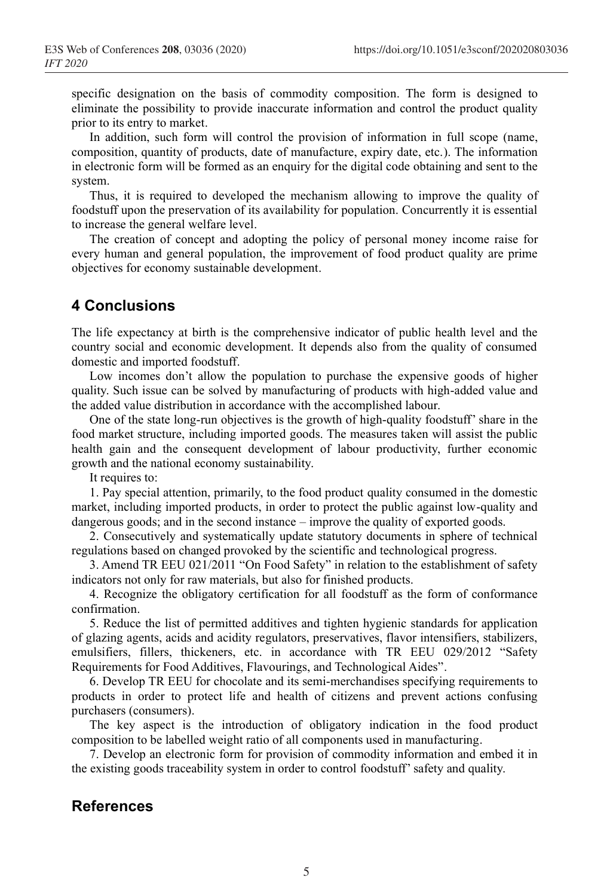specific designation on the basis of commodity composition. The form is designed to eliminate the possibility to provide inaccurate information and control the product quality prior to its entry to market.

In addition, such form will control the provision of information in full scope (name, composition, quantity of products, date of manufacture, expiry date, etc.). The information in electronic form will be formed as an enquiry for the digital code obtaining and sent to the system.

Thus, it is required to developed the mechanism allowing to improve the quality of foodstuff upon the preservation of its availability for population. Concurrently it is essential to increase the general welfare level.

The creation of concept and adopting the policy of personal money income raise for every human and general population, the improvement of food product quality are prime objectives for economy sustainable development.

## 4 Conclusions

The life expectancy at birth is the comprehensive indicator of public health level and the country social and economic development. It depends also from the quality of consumed domestic and imported foodstuff.

Low incomes don't allow the population to purchase the expensive goods of higher quality. Such issue can be solved by manufacturing of products with high-added value and the added value distribution in accordance with the accomplished labour.

One of the state long-run objectives is the growth of high-quality foodstuff' share in the food market structure, including imported goods. The measures taken will assist the public health gain and the consequent development of labour productivity, further economic growth and the national economy sustainability.

It requires to:

1. Pay special attention, primarily, to the food product quality consumed in the domestic market, including imported products, in order to protect the public against low-quality and dangerous goods; and in the second instance – improve the quality of exported goods.

2. Consecutively and systematically update statutory documents in sphere of technical regulations based on changed provoked by the scientific and technological progress.

3. Amend TR EEU 021/2011 "On Food Safety" in relation to the establishment of safety indicators not only for raw materials, but also for finished products.

4. Recognize the obligatory certification for all foodstuff as the form of conformance confirmation.

5. Reduce the list of permitted additives and tighten hygienic standards for application of glazing agents, acids and acidity regulators, preservatives, flavor intensifiers, stabilizers, emulsifiers, fillers, thickeners, etc. in accordance with TR EEU 029/2012 "Safety Requirements for Food Additives, Flavourings, and Technological Aides".

6. Develop TR EEU for chocolate and its semi-merchandises specifying requirements to products in order to protect life and health of citizens and prevent actions confusing purchasers (consumers).

The key aspect is the introduction of obligatory indication in the food product composition to be labelled weight ratio of all components used in manufacturing.

7. Develop an electronic form for provision of commodity information and embed it in the existing goods traceability system in order to control foodstuff' safety and quality.

## References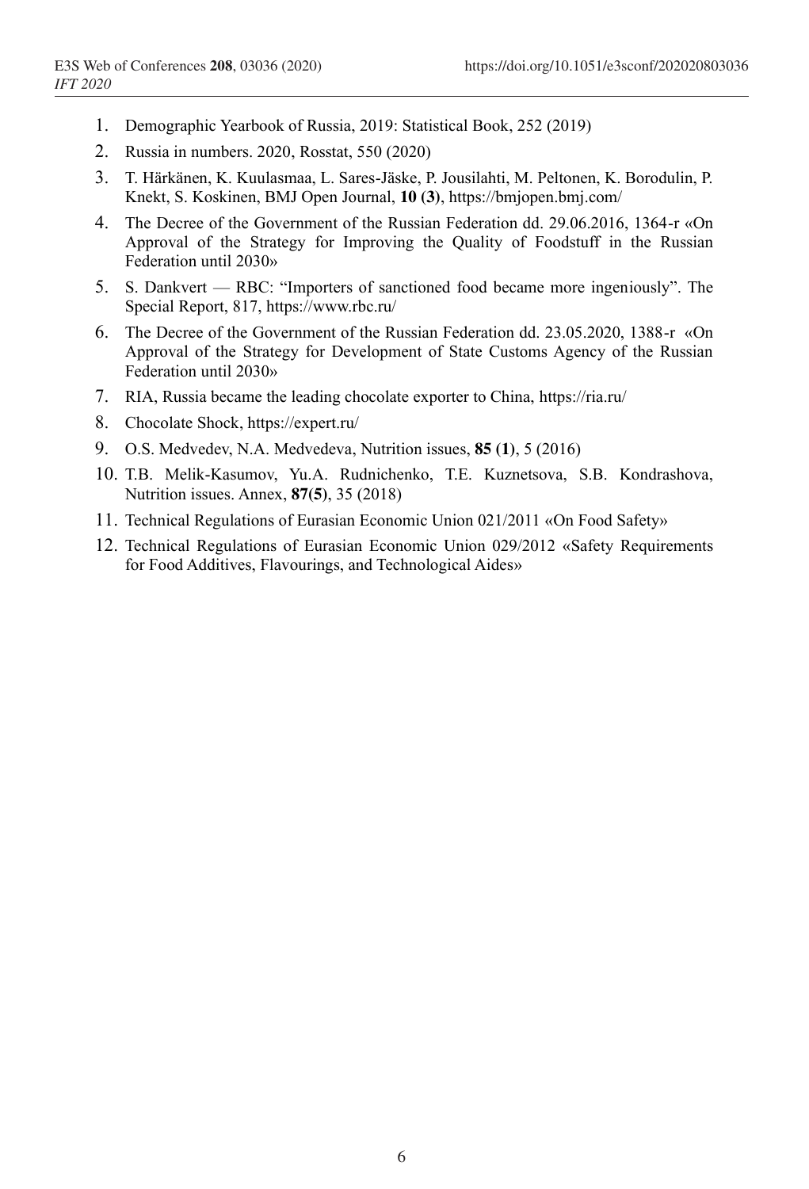1. Demographic Yearbook of Russia, 2019: Statistical Book, 252 (2019)
2. Russia in numbers. 2020, Rosstat, 550 (2020)
3. T. Härkänen, K. Kuulasmaa, L. Sares-Jäske, P. Jousilahti, M. Peltonen, K. Borodulin, P. Knekt, S. Koskinen, BMJ Open Journal, **10 (3)**, https://bmjopen.bmj.com/
4. The Decree of the Government of the Russian Federation dd. 29.06.2016, 1364-r «On Approval of the Strategy for Improving the Quality of Foodstuff in the Russian Federation until 2030»
5. S. Dankvert — RBC: "Importers of sanctioned food became more ingeniously". The Special Report, 817, https://www.rbc.ru/
6. The Decree of the Government of the Russian Federation dd. 23.05.2020, 1388-r «On Approval of the Strategy for Development of State Customs Agency of the Russian Federation until 2030»
7. RIA, Russia became the leading chocolate exporter to China, https://ria.ru/
8. Chocolate Shock, https://expert.ru/
9. O.S. Medvedev, N.A. Medvedeva, Nutrition issues, **85 (1)**, 5 (2016)
10. T.B. Melik-Kasumov, Yu.A. Rudnichenko, T.E. Kuznetsova, S.B. Kondrashova, Nutrition issues. Annex, **87(5)**, 35 (2018)
11. Technical Regulations of Eurasian Economic Union 021/2011 «On Food Safety»
12. Technical Regulations of Eurasian Economic Union 029/2012 «Safety Requirements for Food Additives, Flavourings, and Technological Aides»